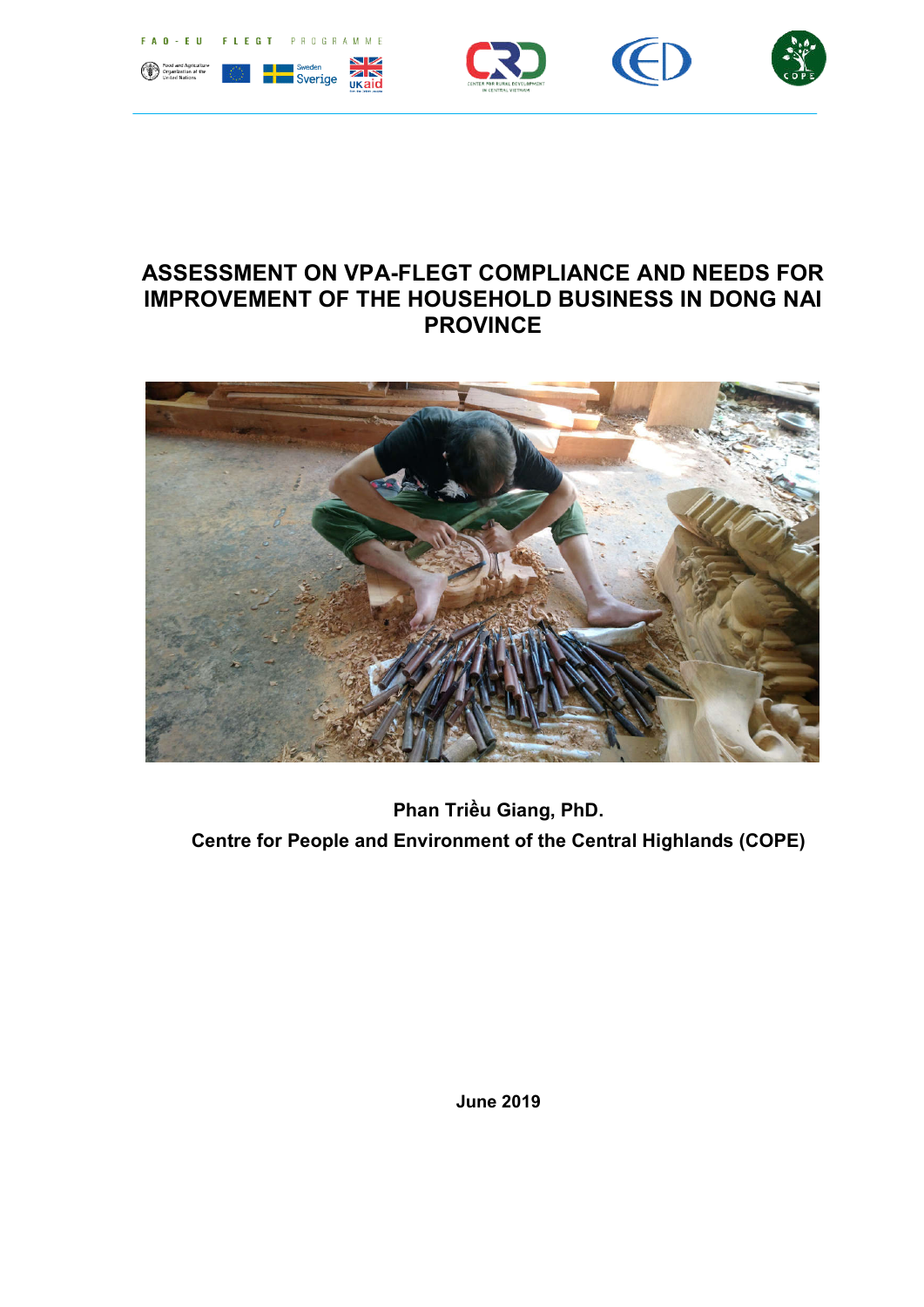# ASSESSMENT ON VPA-FLEGT COMPLIANCE AND NEEDS FOR IMPROVEMENT OF THE HOUSEHOLD BUSINESS IN DONG NAI PROVINCE

**Phan Triều Giang, PhD.**

**Centre for People and Environment of the Central Highlands (COPE)**

**June 2019**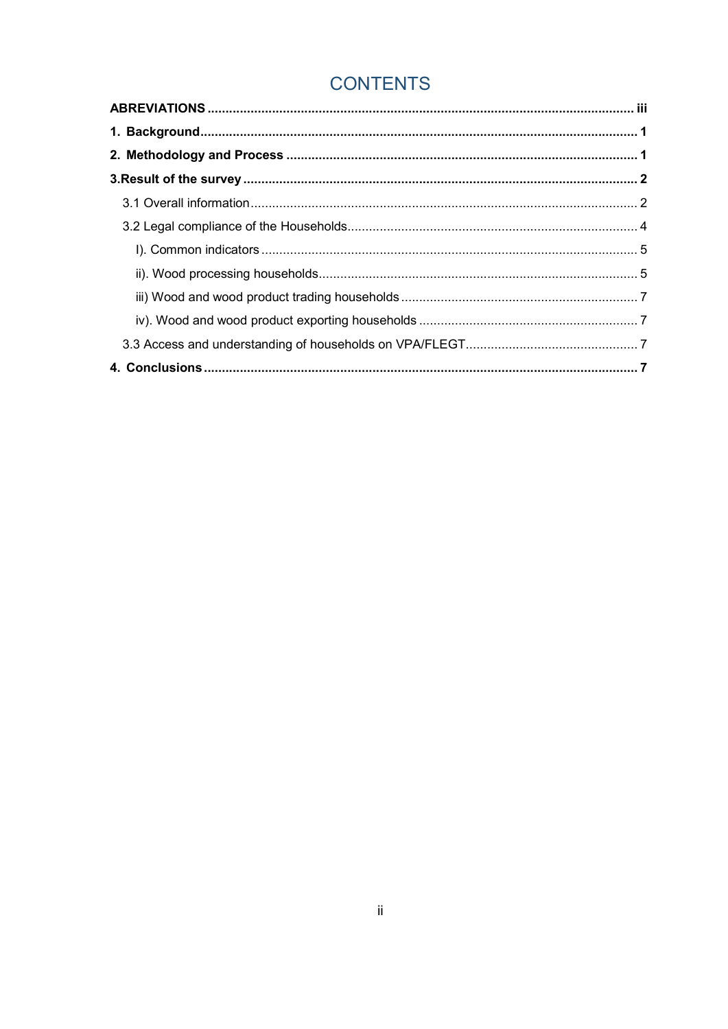# CONTENTS

**ABREVIATIONS** ..... **iii**

**1. Background** ..... **1**

**2. Methodology and Process** ..... **1**

**3.Result of the survey** ..... **2**

3.1 Overall information ..... 2

3.2 Legal compliance of the Households ..... 4

I). Common indicators ..... 5

ii). Wood processing households ..... 5

iii) Wood and wood product trading households ..... 7

iv). Wood and wood product exporting households ..... 7

3.3 Access and understanding of households on VPA/FLEGT ..... 7

**4. Conclusions** ..... **7**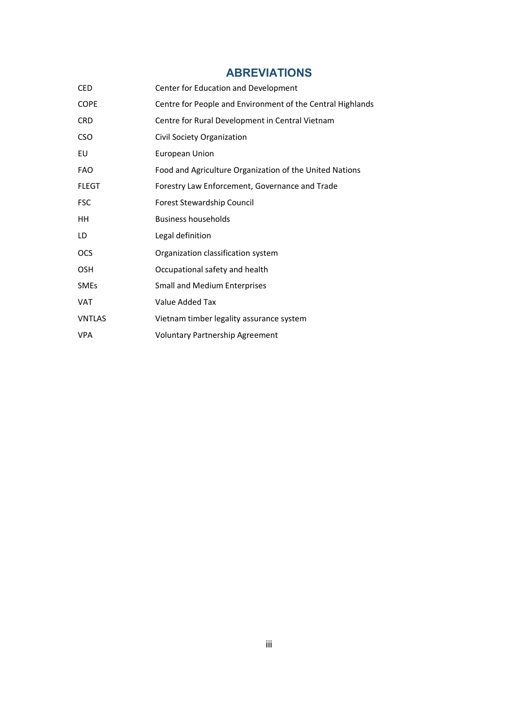# ABREVIATIONS

| | |
|---|---|
| CED | Center for Education and Development |
| COPE | Centre for People and Environment of the Central Highlands |
| CRD | Centre for Rural Development in Central Vietnam |
| CSO | Civil Society Organization |
| EU | European Union |
| FAO | Food and Agriculture Organization of the United Nations |
| FLEGT | Forestry Law Enforcement, Governance and Trade |
| FSC | Forest Stewardship Council |
| HH | Business households |
| LD | Legal definition |
| OCS | Organization classification system |
| OSH | Occupational safety and health |
| SMEs | Small and Medium Enterprises |
| VAT | Value Added Tax |
| VNTLAS | Vietnam timber legality assurance system |
| VPA | Voluntary Partnership Agreement |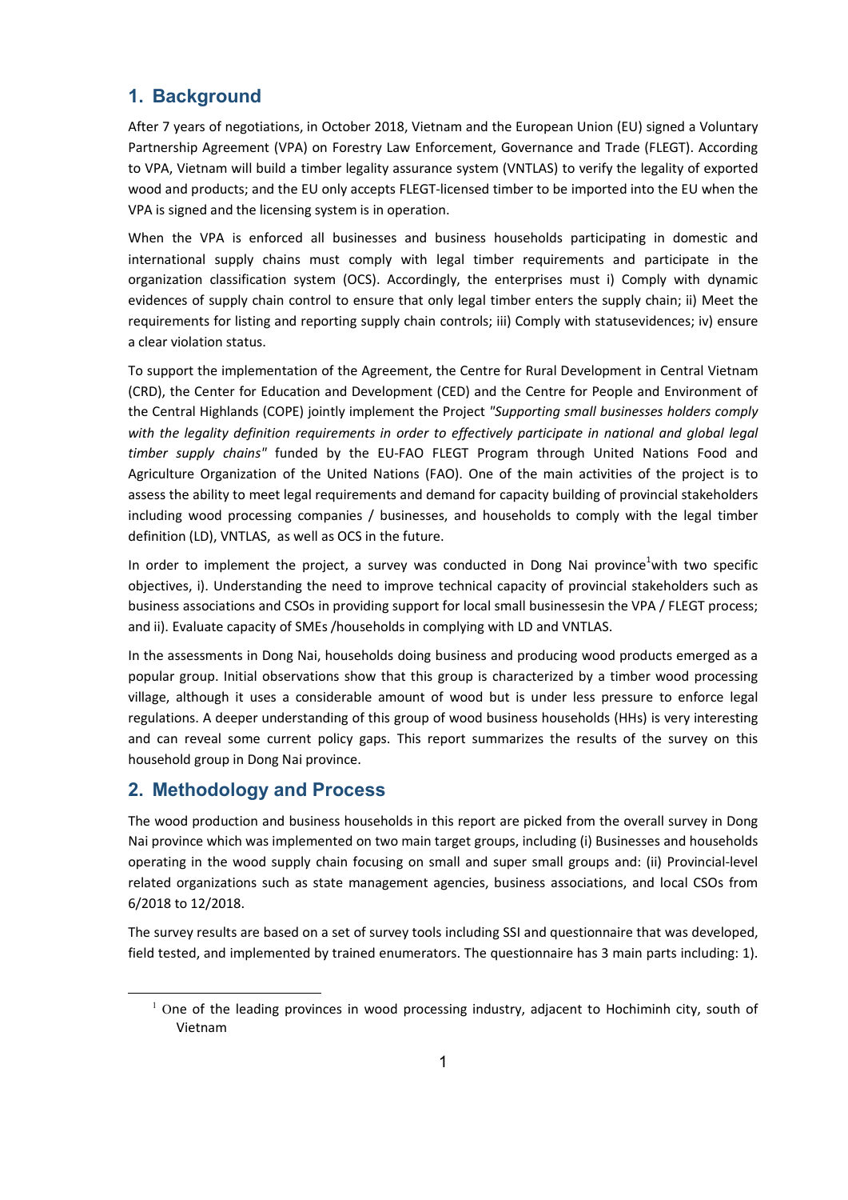## 1. Background

After 7 years of negotiations, in October 2018, Vietnam and the European Union (EU) signed a Voluntary Partnership Agreement (VPA) on Forestry Law Enforcement, Governance and Trade (FLEGT). According to VPA, Vietnam will build a timber legality assurance system (VNTLAS) to verify the legality of exported wood and products; and the EU only accepts FLEGT-licensed timber to be imported into the EU when the VPA is signed and the licensing system is in operation.

When the VPA is enforced all businesses and business households participating in domestic and international supply chains must comply with legal timber requirements and participate in the organization classification system (OCS). Accordingly, the enterprises must i) Comply with dynamic evidences of supply chain control to ensure that only legal timber enters the supply chain; ii) Meet the requirements for listing and reporting supply chain controls; iii) Comply with statusevidences; iv) ensure a clear violation status.

To support the implementation of the Agreement, the Centre for Rural Development in Central Vietnam (CRD), the Center for Education and Development (CED) and the Centre for People and Environment of the Central Highlands (COPE) jointly implement the Project *"Supporting small businesses holders comply with the legality definition requirements in order to effectively participate in national and global legal timber supply chains"* funded by the EU-FAO FLEGT Program through United Nations Food and Agriculture Organization of the United Nations (FAO). One of the main activities of the project is to assess the ability to meet legal requirements and demand for capacity building of provincial stakeholders including wood processing companies / businesses, and households to comply with the legal timber definition (LD), VNTLAS, as well as OCS in the future.

In order to implement the project, a survey was conducted in Dong Nai province[1]with two specific objectives, i). Understanding the need to improve technical capacity of provincial stakeholders such as business associations and CSOs in providing support for local small businessesin the VPA / FLEGT process; and ii). Evaluate capacity of SMEs /households in complying with LD and VNTLAS.

In the assessments in Dong Nai, households doing business and producing wood products emerged as a popular group. Initial observations show that this group is characterized by a timber wood processing village, although it uses a considerable amount of wood but is under less pressure to enforce legal regulations. A deeper understanding of this group of wood business households (HHs) is very interesting and can reveal some current policy gaps. This report summarizes the results of the survey on this household group in Dong Nai province.

## 2. Methodology and Process

The wood production and business households in this report are picked from the overall survey in Dong Nai province which was implemented on two main target groups, including (i) Businesses and households operating in the wood supply chain focusing on small and super small groups and: (ii) Provincial-level related organizations such as state management agencies, business associations, and local CSOs from 6/2018 to 12/2018.

The survey results are based on a set of survey tools including SSI and questionnaire that was developed, field tested, and implemented by trained enumerators. The questionnaire has 3 main parts including: 1).

[1] One of the leading provinces in wood processing industry, adjacent to Hochiminh city, south of Vietnam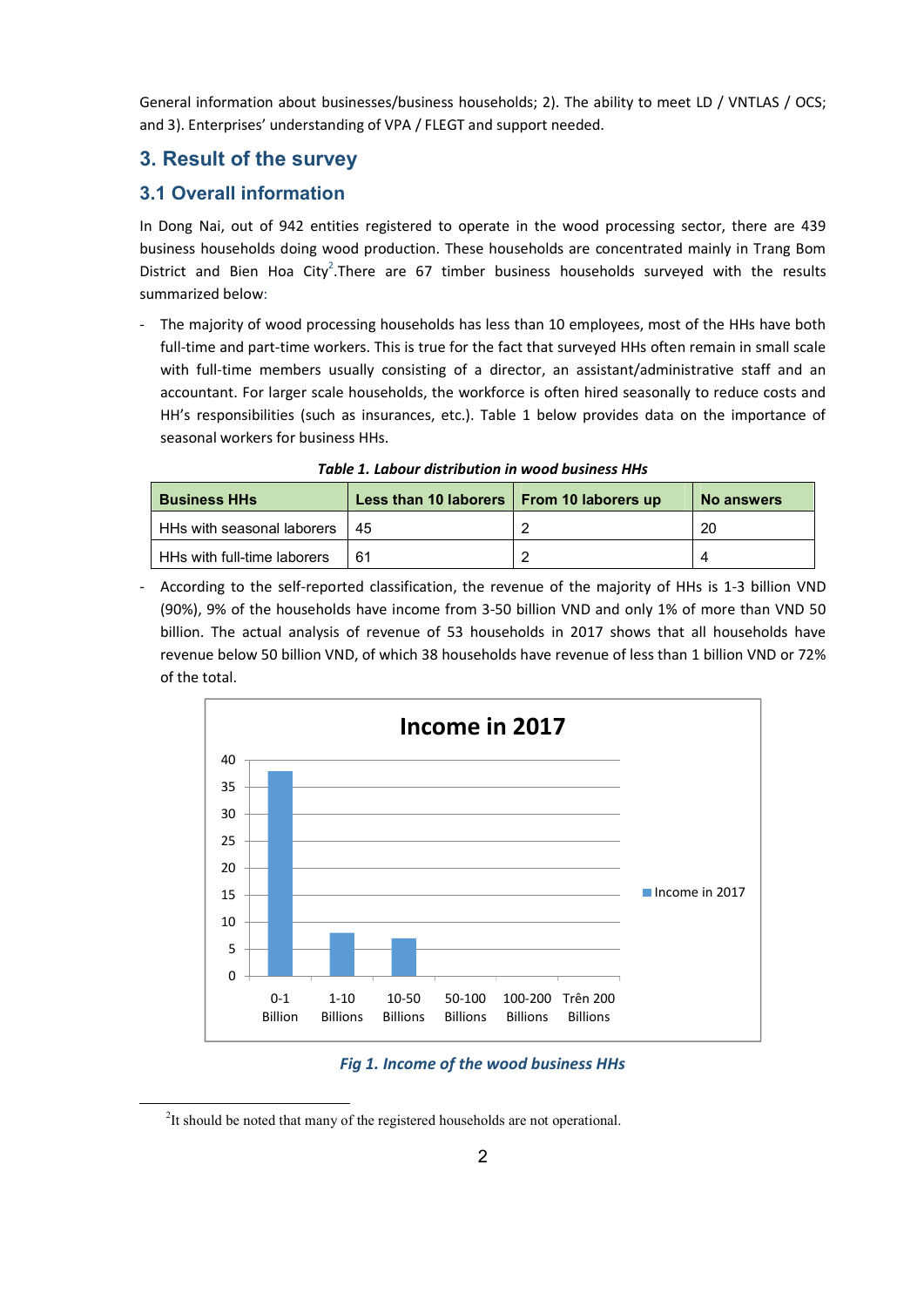General information about businesses/business households; 2). The ability to meet LD / VNTLAS / OCS; and 3). Enterprises' understanding of VPA / FLEGT and support needed.

## 3. Result of the survey

### 3.1 Overall information

In Dong Nai, out of 942 entities registered to operate in the wood processing sector, there are 439 business households doing wood production. These households are concentrated mainly in Trang Bom District and Bien Hoa City[2].There are 67 timber business households surveyed with the results summarized below:

- The majority of wood processing households has less than 10 employees, most of the HHs have both full-time and part-time workers. This is true for the fact that surveyed HHs often remain in small scale with full-time members usually consisting of a director, an assistant/administrative staff and an accountant. For larger scale households, the workforce is often hired seasonally to reduce costs and HH's responsibilities (such as insurances, etc.). Table 1 below provides data on the importance of seasonal workers for business HHs.

***Table 1. Labour distribution in wood business HHs***

| Business HHs | Less than 10 laborers | From 10 laborers up | No answers |
|---|---|---|---|
| HHs with seasonal laborers | 45 | 2 | 20 |
| HHs with full-time laborers | 61 | 2 | 4 |

- According to the self-reported classification, the revenue of the majority of HHs is 1-3 billion VND (90%), 9% of the households have income from 3-50 billion VND and only 1% of more than VND 50 billion. The actual analysis of revenue of 53 households in 2017 shows that all households have revenue below 50 billion VND, of which 38 households have revenue of less than 1 billion VND or 72% of the total.

**Income in 2017**

| Income range | Income in 2017 |
|---|---|
| 0-1 Billion | 38 |
| 1-10 Billions | 8 |
| 10-50 Billions | 7 |
| 50-100 Billions | 0 |
| 100-200 Billions | 0 |
| Trên 200 Billions | 0 |

***Fig 1. Income of the wood business HHs***

[2]It should be noted that many of the registered households are not operational.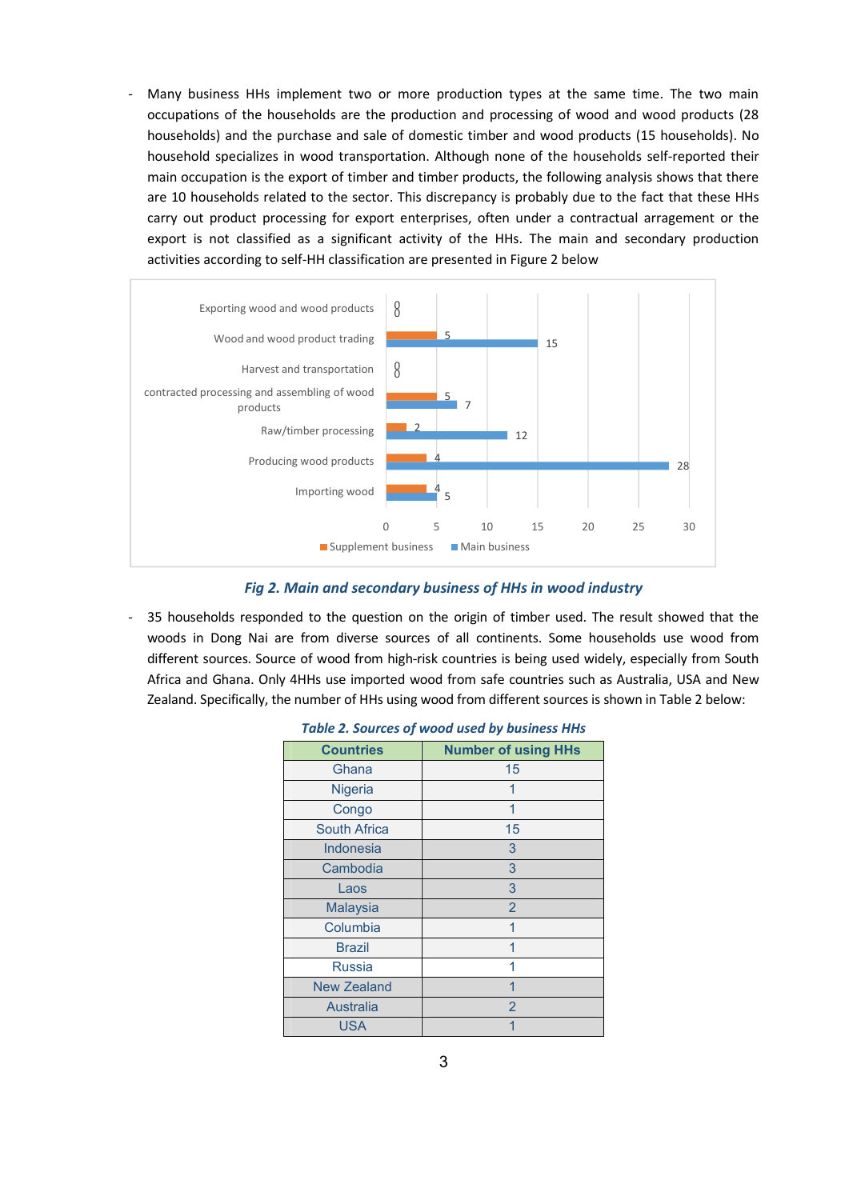- Many business HHs implement two or more production types at the same time. The two main occupations of the households are the production and processing of wood and wood products (28 households) and the purchase and sale of domestic timber and wood products (15 households). No household specializes in wood transportation. Although none of the households self-reported their main occupation is the export of timber and timber products, the following analysis shows that there are 10 households related to the sector. This discrepancy is probably due to the fact that these HHs carry out product processing for export enterprises, often under a contractual arragement or the export is not classified as a significant activity of the HHs. The main and secondary production activities according to self-HH classification are presented in Figure 2 below

| | Supplement business | Main business |
|---|---|---|
| Exporting wood and wood products | 0 | 0 |
| Wood and wood product trading | 5 | 15 |
| Harvest and transportation | 0 | 0 |
| contracted processing and assembling of wood products | 5 | 7 |
| Raw/timber processing | 2 | 12 |
| Producing wood products | 4 | 28 |
| Importing wood | 4 | 5 |

***Fig 2. Main and secondary business of HHs in wood industry***

- 35 households responded to the question on the origin of timber used. The result showed that the woods in Dong Nai are from diverse sources of all continents. Some households use wood from different sources. Source of wood from high-risk countries is being used widely, especially from South Africa and Ghana. Only 4HHs use imported wood from safe countries such as Australia, USA and New Zealand. Specifically, the number of HHs using wood from different sources is shown in Table 2 below:

***Table 2. Sources of wood used by business HHs***

| Countries | Number of using HHs |
|---|---|
| Ghana | 15 |
| Nigeria | 1 |
| Congo | 1 |
| South Africa | 15 |
| Indonesia | 3 |
| Cambodia | 3 |
| Laos | 3 |
| Malaysia | 2 |
| Columbia | 1 |
| Brazil | 1 |
| Russia | 1 |
| New Zealand | 1 |
| Australia | 2 |
| USA | 1 |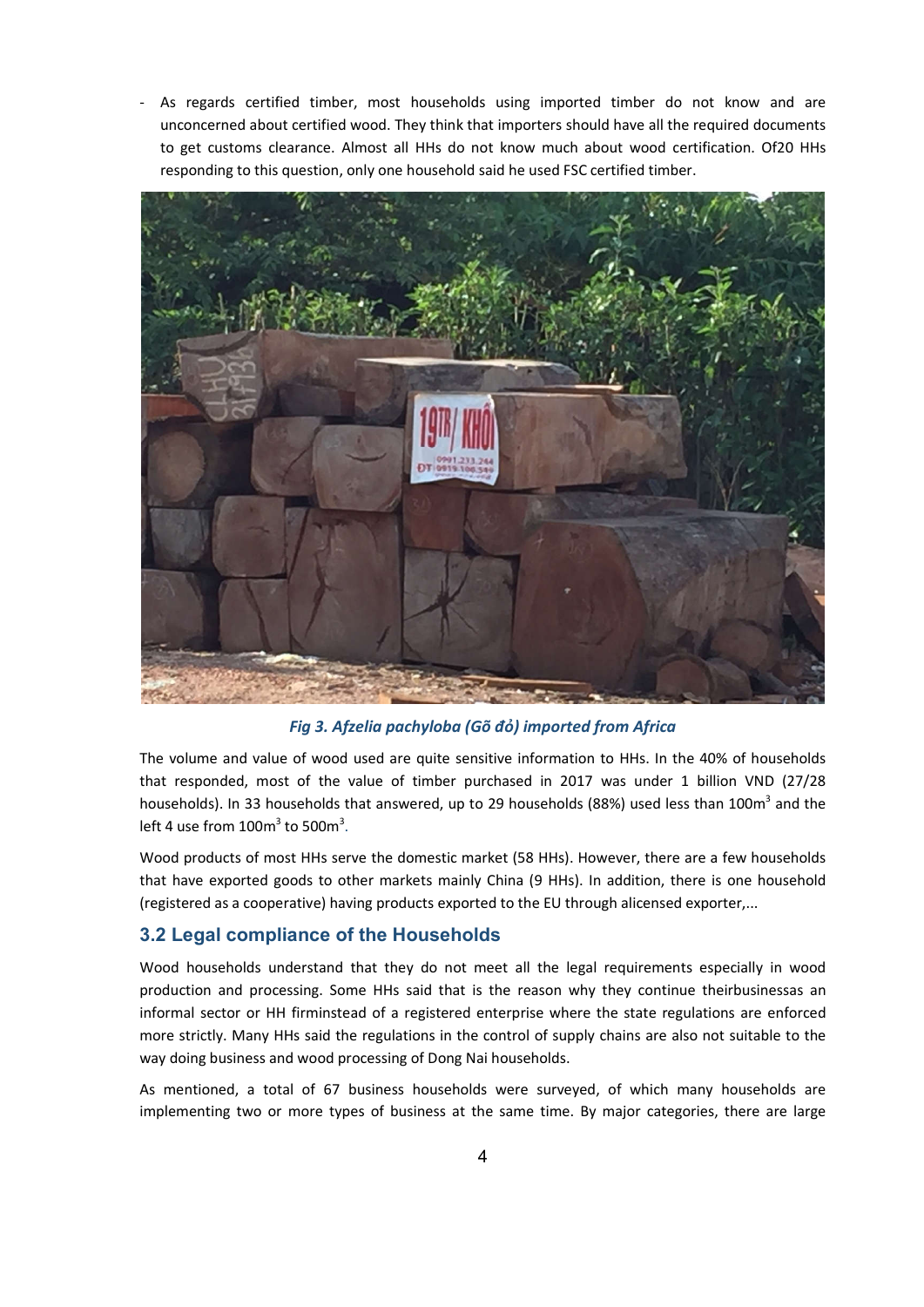- As regards certified timber, most households using imported timber do not know and are unconcerned about certified wood. They think that importers should have all the required documents to get customs clearance. Almost all HHs do not know much about wood certification. Of20 HHs responding to this question, only one household said he used FSC certified timber.

*Fig 3. Afzelia pachyloba (Gõ đỏ) imported from Africa*

The volume and value of wood used are quite sensitive information to HHs. In the 40% of households that responded, most of the value of timber purchased in 2017 was under 1 billion VND (27/28 households). In 33 households that answered, up to 29 households (88%) used less than $100m^3$ and the left 4 use from $100m^3$ to $500m^3$.

Wood products of most HHs serve the domestic market (58 HHs). However, there are a few households that have exported goods to other markets mainly China (9 HHs). In addition, there is one household (registered as a cooperative) having products exported to the EU through alicensed exporter,...

## 3.2 Legal compliance of the Households

Wood households understand that they do not meet all the legal requirements especially in wood production and processing. Some HHs said that is the reason why they continue theirbusinessas an informal sector or HH firminstead of a registered enterprise where the state regulations are enforced more strictly. Many HHs said the regulations in the control of supply chains are also not suitable to the way doing business and wood processing of Dong Nai households.

As mentioned, a total of 67 business households were surveyed, of which many households are implementing two or more types of business at the same time. By major categories, there are large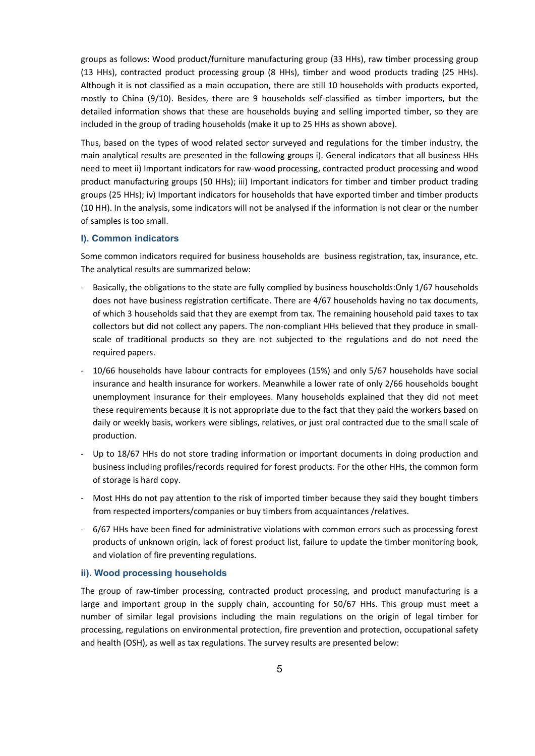groups as follows: Wood product/furniture manufacturing group (33 HHs), raw timber processing group (13 HHs), contracted product processing group (8 HHs), timber and wood products trading (25 HHs). Although it is not classified as a main occupation, there are still 10 households with products exported, mostly to China (9/10). Besides, there are 9 households self-classified as timber importers, but the detailed information shows that these are households buying and selling imported timber, so they are included in the group of trading households (make it up to 25 HHs as shown above).

Thus, based on the types of wood related sector surveyed and regulations for the timber industry, the main analytical results are presented in the following groups i). General indicators that all business HHs need to meet ii) Important indicators for raw-wood processing, contracted product processing and wood product manufacturing groups (50 HHs); iii) Important indicators for timber and timber product trading groups (25 HHs); iv) Important indicators for households that have exported timber and timber products (10 HH). In the analysis, some indicators will not be analysed if the information is not clear or the number of samples is too small.

### I). Common indicators

Some common indicators required for business households are business registration, tax, insurance, etc. The analytical results are summarized below:

- Basically, the obligations to the state are fully complied by business households:Only 1/67 households does not have business registration certificate. There are 4/67 households having no tax documents, of which 3 households said that they are exempt from tax. The remaining household paid taxes to tax collectors but did not collect any papers. The non-compliant HHs believed that they produce in small-scale of traditional products so they are not subjected to the regulations and do not need the required papers.
- 10/66 households have labour contracts for employees (15%) and only 5/67 households have social insurance and health insurance for workers. Meanwhile a lower rate of only 2/66 households bought unemployment insurance for their employees. Many households explained that they did not meet these requirements because it is not appropriate due to the fact that they paid the workers based on daily or weekly basis, workers were siblings, relatives, or just oral contracted due to the small scale of production.
- Up to 18/67 HHs do not store trading information or important documents in doing production and business including profiles/records required for forest products. For the other HHs, the common form of storage is hard copy.
- Most HHs do not pay attention to the risk of imported timber because they said they bought timbers from respected importers/companies or buy timbers from acquaintances /relatives.
- 6/67 HHs have been fined for administrative violations with common errors such as processing forest products of unknown origin, lack of forest product list, failure to update the timber monitoring book, and violation of fire preventing regulations.

### ii). Wood processing households

The group of raw-timber processing, contracted product processing, and product manufacturing is a large and important group in the supply chain, accounting for 50/67 HHs. This group must meet a number of similar legal provisions including the main regulations on the origin of legal timber for processing, regulations on environmental protection, fire prevention and protection, occupational safety and health (OSH), as well as tax regulations. The survey results are presented below: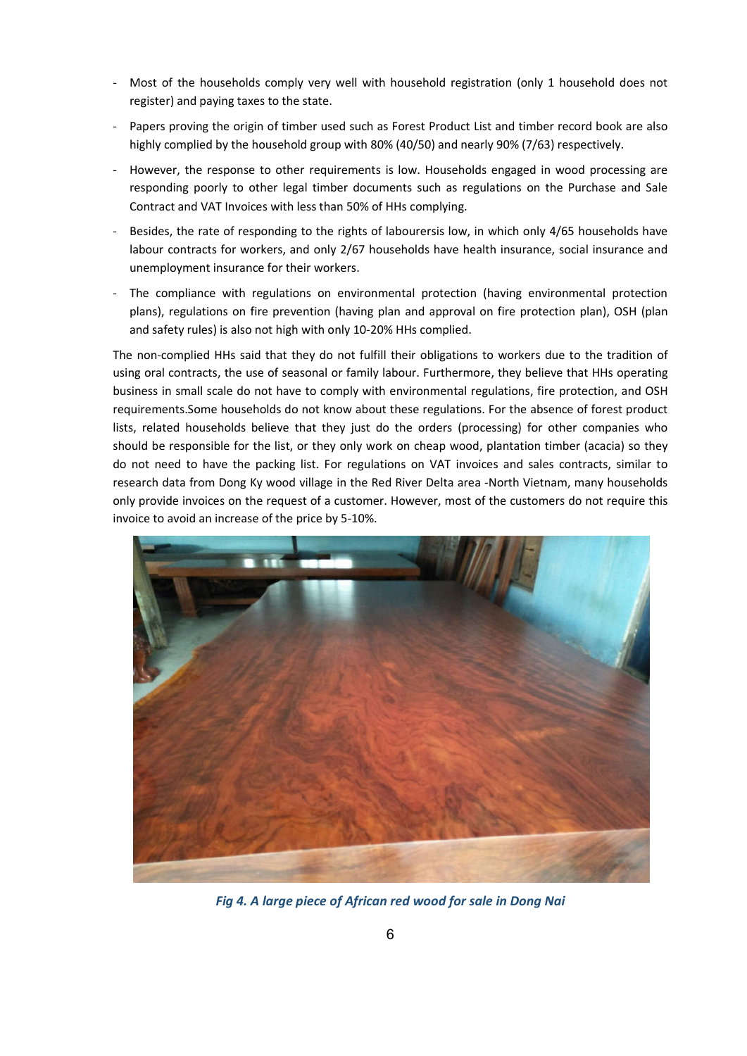- Most of the households comply very well with household registration (only 1 household does not register) and paying taxes to the state.
- Papers proving the origin of timber used such as Forest Product List and timber record book are also highly complied by the household group with 80% (40/50) and nearly 90% (7/63) respectively.
- However, the response to other requirements is low. Households engaged in wood processing are responding poorly to other legal timber documents such as regulations on the Purchase and Sale Contract and VAT Invoices with less than 50% of HHs complying.
- Besides, the rate of responding to the rights of laboursersis low, in which only 4/65 households have labour contracts for workers, and only 2/67 households have health insurance, social insurance and unemployment insurance for their workers.
- The compliance with regulations on environmental protection (having environmental protection plans), regulations on fire prevention (having plan and approval on fire protection plan), OSH (plan and safety rules) is also not high with only 10-20% HHs complied.

The non-complied HHs said that they do not fulfill their obligations to workers due to the tradition of using oral contracts, the use of seasonal or family labour. Furthermore, they believe that HHs operating business in small scale do not have to comply with environmental regulations, fire protection, and OSH requirements.Some households do not know about these regulations. For the absence of forest product lists, related households believe that they just do the orders (processing) for other companies who should be responsible for the list, or they only work on cheap wood, plantation timber (acacia) so they do not need to have the packing list. For regulations on VAT invoices and sales contracts, similar to research data from Dong Ky wood village in the Red River Delta area -North Vietnam, many households only provide invoices on the request of a customer. However, most of the customers do not require this invoice to avoid an increase of the price by 5-10%.

*Fig 4. A large piece of African red wood for sale in Dong Nai*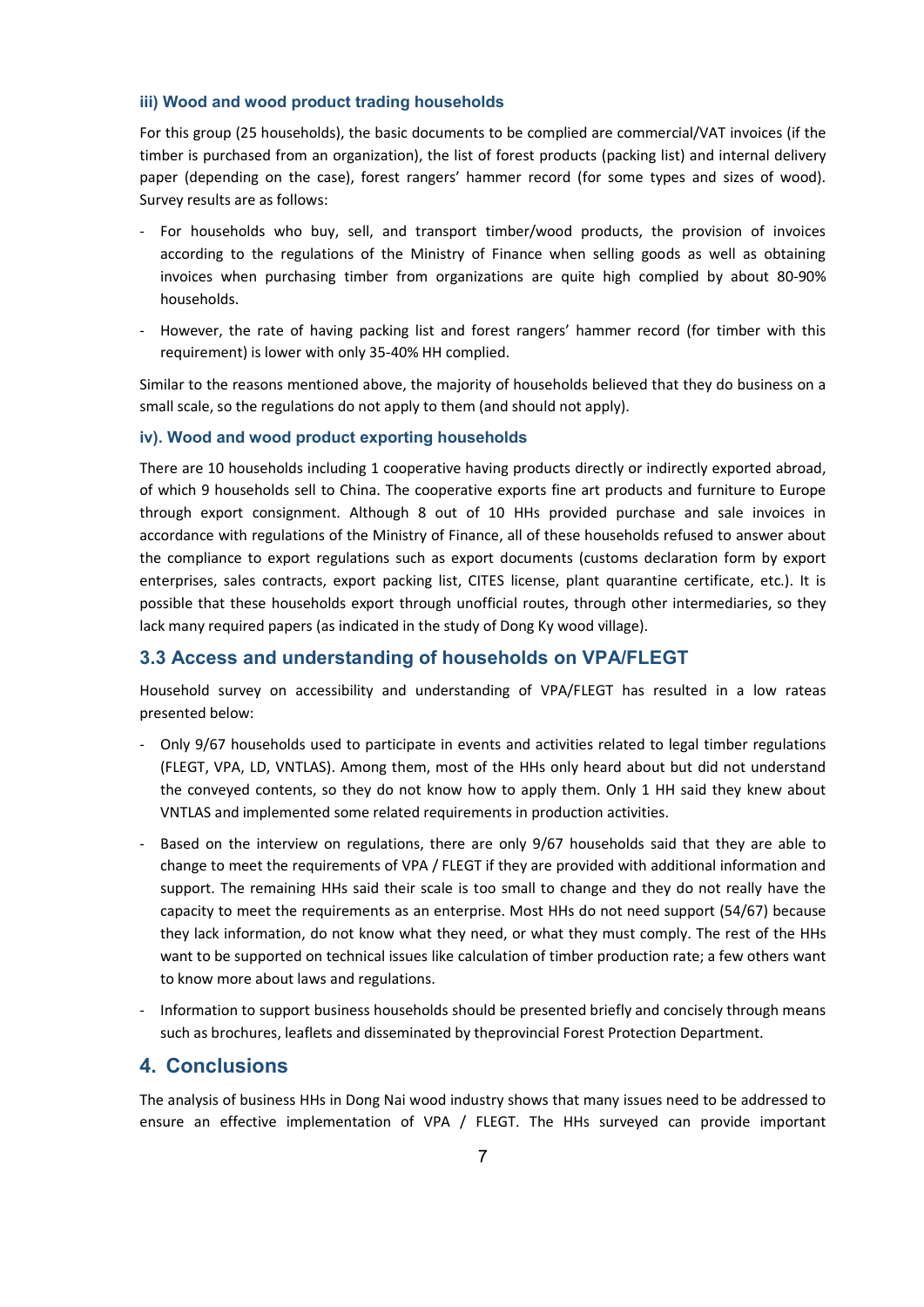#### iii) Wood and wood product trading households

For this group (25 households), the basic documents to be complied are commercial/VAT invoices (if the timber is purchased from an organization), the list of forest products (packing list) and internal delivery paper (depending on the case), forest rangers' hammer record (for some types and sizes of wood). Survey results are as follows:

- For households who buy, sell, and transport timber/wood products, the provision of invoices according to the regulations of the Ministry of Finance when selling goods as well as obtaining invoices when purchasing timber from organizations are quite high complied by about 80-90% households.
- However, the rate of having packing list and forest rangers' hammer record (for timber with this requirement) is lower with only 35-40% HH complied.

Similar to the reasons mentioned above, the majority of households believed that they do business on a small scale, so the regulations do not apply to them (and should not apply).

#### iv). Wood and wood product exporting households

There are 10 households including 1 cooperative having products directly or indirectly exported abroad, of which 9 households sell to China. The cooperative exports fine art products and furniture to Europe through export consignment. Although 8 out of 10 HHs provided purchase and sale invoices in accordance with regulations of the Ministry of Finance, all of these households refused to answer about the compliance to export regulations such as export documents (customs declaration form by export enterprises, sales contracts, export packing list, CITES license, plant quarantine certificate, etc.). It is possible that these households export through unofficial routes, through other intermediaries, so they lack many required papers (as indicated in the study of Dong Ky wood village).

### 3.3 Access and understanding of households on VPA/FLEGT

Household survey on accessibility and understanding of VPA/FLEGT has resulted in a low rateas presented below:

- Only 9/67 households used to participate in events and activities related to legal timber regulations (FLEGT, VPA, LD, VNTLAS). Among them, most of the HHs only heard about but did not understand the conveyed contents, so they do not know how to apply them. Only 1 HH said they knew about VNTLAS and implemented some related requirements in production activities.
- Based on the interview on regulations, there are only 9/67 households said that they are able to change to meet the requirements of VPA / FLEGT if they are provided with additional information and support. The remaining HHs said their scale is too small to change and they do not really have the capacity to meet the requirements as an enterprise. Most HHs do not need support (54/67) because they lack information, do not know what they need, or what they must comply. The rest of the HHs want to be supported on technical issues like calculation of timber production rate; a few others want to know more about laws and regulations.
- Information to support business households should be presented briefly and concisely through means such as brochures, leaflets and disseminated by theprovincial Forest Protection Department.

## 4. Conclusions

The analysis of business HHs in Dong Nai wood industry shows that many issues need to be addressed to ensure an effective implementation of VPA / FLEGT. The HHs surveyed can provide important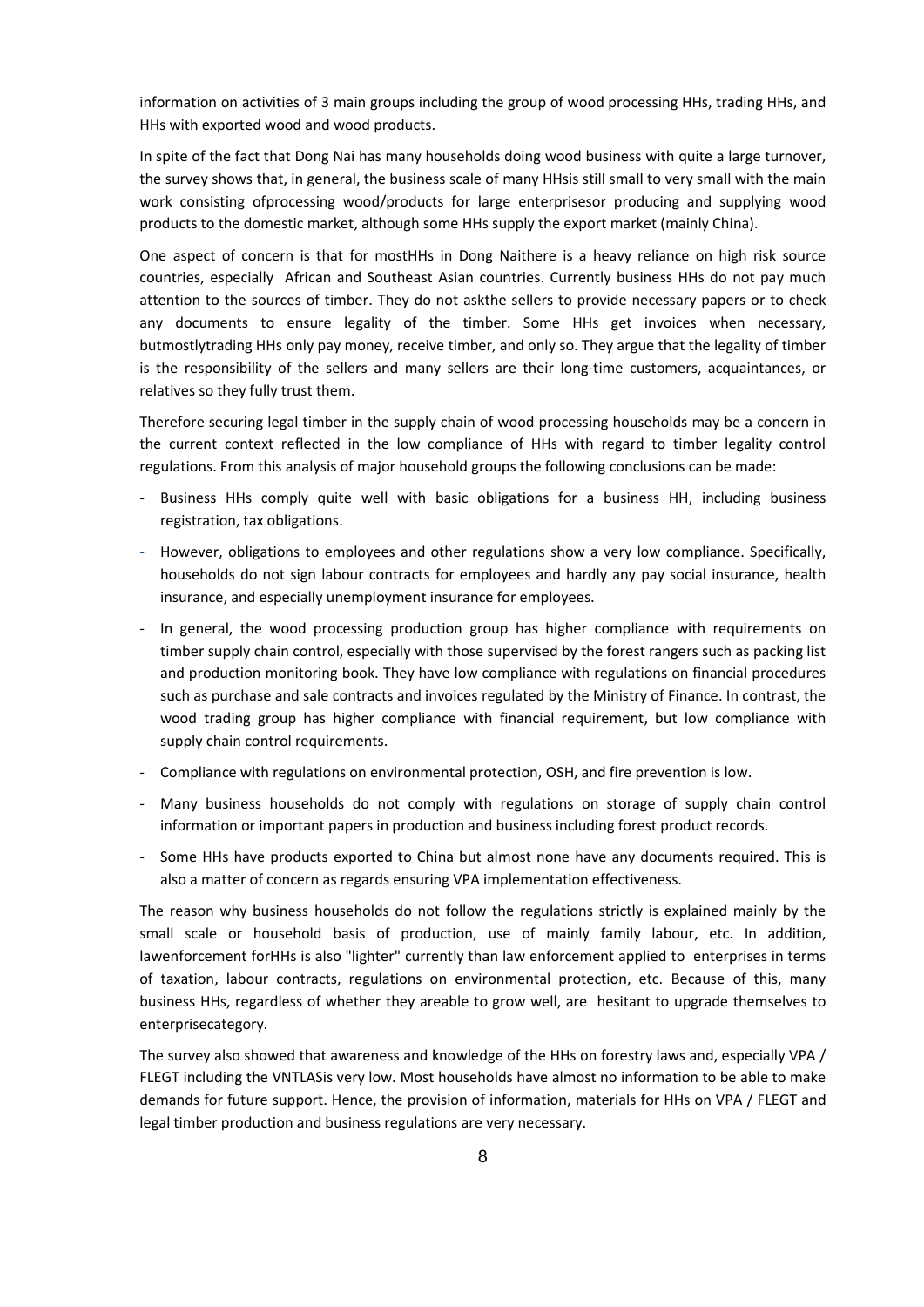information on activities of 3 main groups including the group of wood processing HHs, trading HHs, and HHs with exported wood and wood products.

In spite of the fact that Dong Nai has many households doing wood business with quite a large turnover, the survey shows that, in general, the business scale of many HHsis still small to very small with the main work consisting ofprocessing wood/products for large enterprisesor producing and supplying wood products to the domestic market, although some HHs supply the export market (mainly China).

One aspect of concern is that for mostHHs in Dong Naithere is a heavy reliance on high risk source countries, especially African and Southeast Asian countries. Currently business HHs do not pay much attention to the sources of timber. They do not askthe sellers to provide necessary papers or to check any documents to ensure legality of the timber. Some HHs get invoices when necessary, butmostlytrading HHs only pay money, receive timber, and only so. They argue that the legality of timber is the responsibility of the sellers and many sellers are their long-time customers, acquaintances, or relatives so they fully trust them.

Therefore securing legal timber in the supply chain of wood processing households may be a concern in the current context reflected in the low compliance of HHs with regard to timber legality control regulations. From this analysis of major household groups the following conclusions can be made:

- Business HHs comply quite well with basic obligations for a business HH, including business registration, tax obligations.
- However, obligations to employees and other regulations show a very low compliance. Specifically, households do not sign labour contracts for employees and hardly any pay social insurance, health insurance, and especially unemployment insurance for employees.
- In general, the wood processing production group has higher compliance with requirements on timber supply chain control, especially with those supervised by the forest rangers such as packing list and production monitoring book. They have low compliance with regulations on financial procedures such as purchase and sale contracts and invoices regulated by the Ministry of Finance. In contrast, the wood trading group has higher compliance with financial requirement, but low compliance with supply chain control requirements.
- Compliance with regulations on environmental protection, OSH, and fire prevention is low.
- Many business households do not comply with regulations on storage of supply chain control information or important papers in production and business including forest product records.
- Some HHs have products exported to China but almost none have any documents required. This is also a matter of concern as regards ensuring VPA implementation effectiveness.

The reason why business households do not follow the regulations strictly is explained mainly by the small scale or household basis of production, use of mainly family labour, etc. In addition, lawenforcement forHHs is also "lighter" currently than law enforcement applied to enterprises in terms of taxation, labour contracts, regulations on environmental protection, etc. Because of this, many business HHs, regardless of whether they areable to grow well, are hesitant to upgrade themselves to enterprisecategory.

The survey also showed that awareness and knowledge of the HHs on forestry laws and, especially VPA / FLEGT including the VNTLASis very low. Most households have almost no information to be able to make demands for future support. Hence, the provision of information, materials for HHs on VPA / FLEGT and legal timber production and business regulations are very necessary.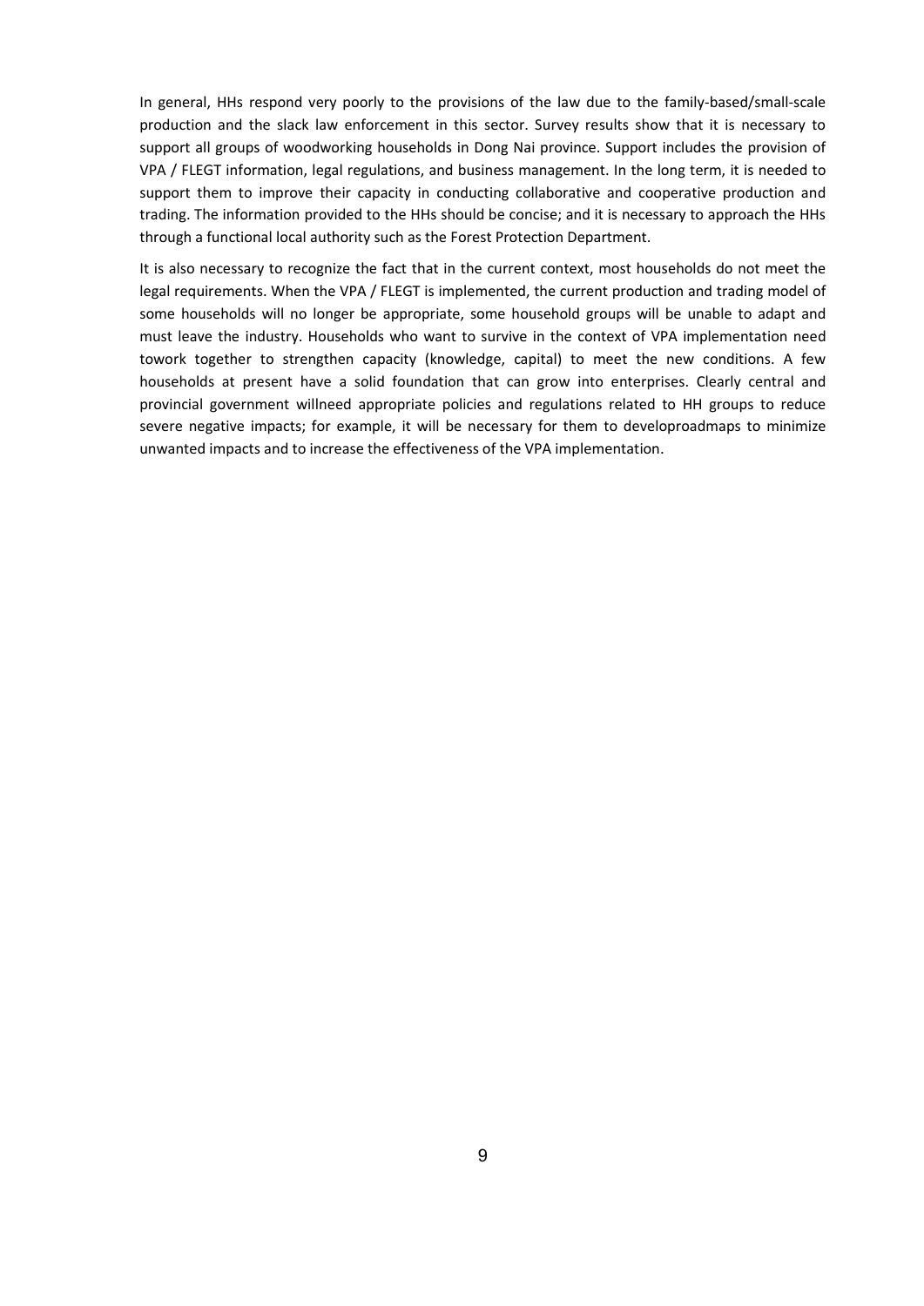In general, HHs respond very poorly to the provisions of the law due to the family-based/small-scale production and the slack law enforcement in this sector. Survey results show that it is necessary to support all groups of woodworking households in Dong Nai province. Support includes the provision of VPA / FLEGT information, legal regulations, and business management. In the long term, it is needed to support them to improve their capacity in conducting collaborative and cooperative production and trading. The information provided to the HHs should be concise; and it is necessary to approach the HHs through a functional local authority such as the Forest Protection Department.

It is also necessary to recognize the fact that in the current context, most households do not meet the legal requirements. When the VPA / FLEGT is implemented, the current production and trading model of some households will no longer be appropriate, some household groups will be unable to adapt and must leave the industry. Households who want to survive in the context of VPA implementation need towork together to strengthen capacity (knowledge, capital) to meet the new conditions. A few households at present have a solid foundation that can grow into enterprises. Clearly central and provincial government willneed appropriate policies and regulations related to HH groups to reduce severe negative impacts; for example, it will be necessary for them to developroadmaps to minimize unwanted impacts and to increase the effectiveness of the VPA implementation.